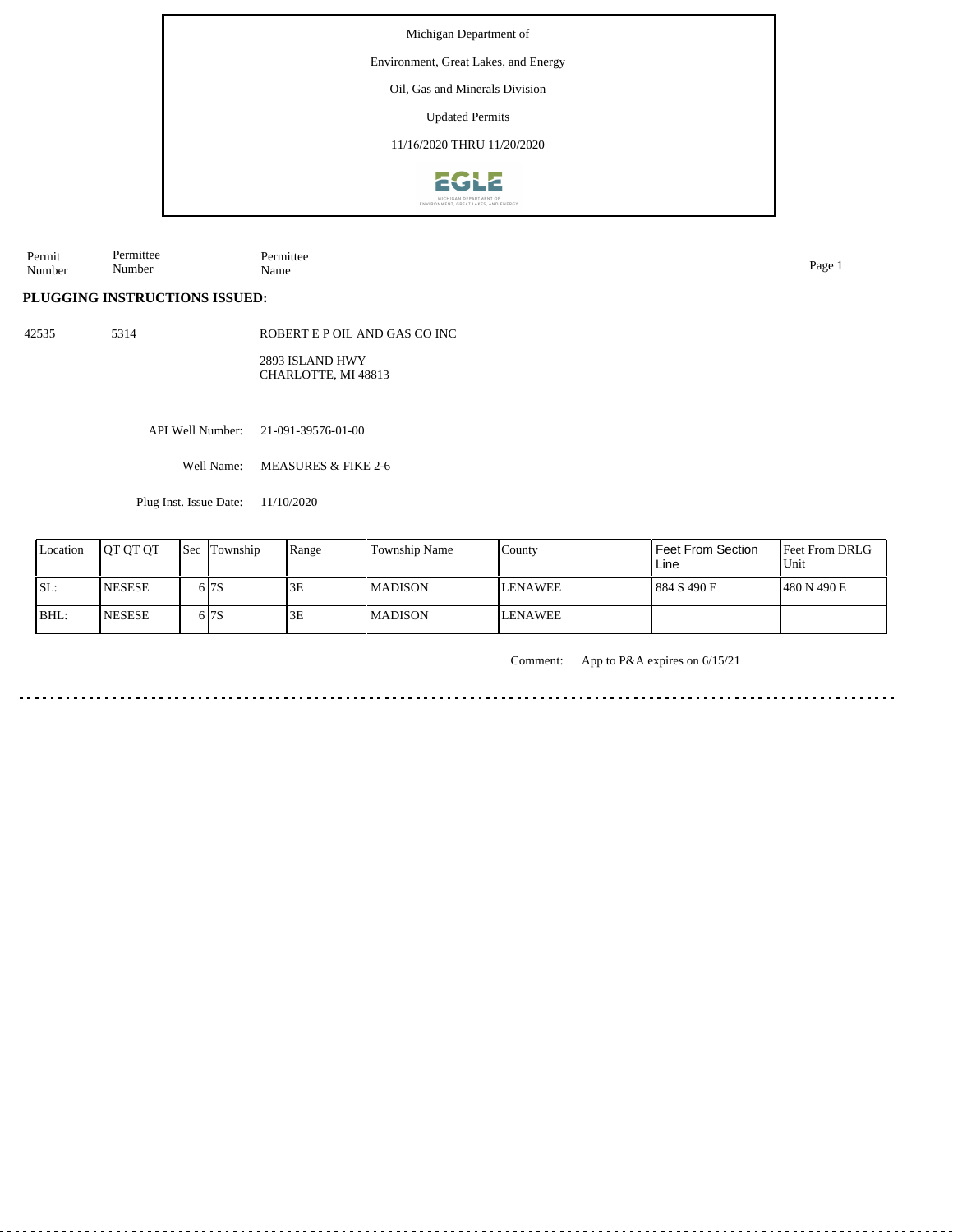Michigan Department of

Environment, Great Lakes, and Energy

Oil, Gas and Minerals Division

Updated Permits

11/16/2020 THRU 11/20/2020

| Permit Number | Permittee Number | Permittee Name |
|---|---|---|

**PLUGGING INSTRUCTIONS ISSUED:**

42535 5314 ROBERT E P OIL AND GAS CO INC

2893 ISLAND HWY
CHARLOTTE, MI 48813

API Well Number: 21-091-39576-01-00

Well Name: MEASURES & FIKE 2-6

Plug Inst. Issue Date: 11/10/2020

| Location | QT QT QT | Sec | Township | Range | Township Name | County | Feet From Section Line | Feet From DRLG Unit |
|---|---|---|---|---|---|---|---|---|
| SL: | NESESE | 6 | 7S | 3E | MADISON | LENAWEE | 884 S 490 E | 480 N 490 E |
| BHL: | NESESE | 6 | 7S | 3E | MADISON | LENAWEE | | |

Comment: App to P&A expires on 6/15/21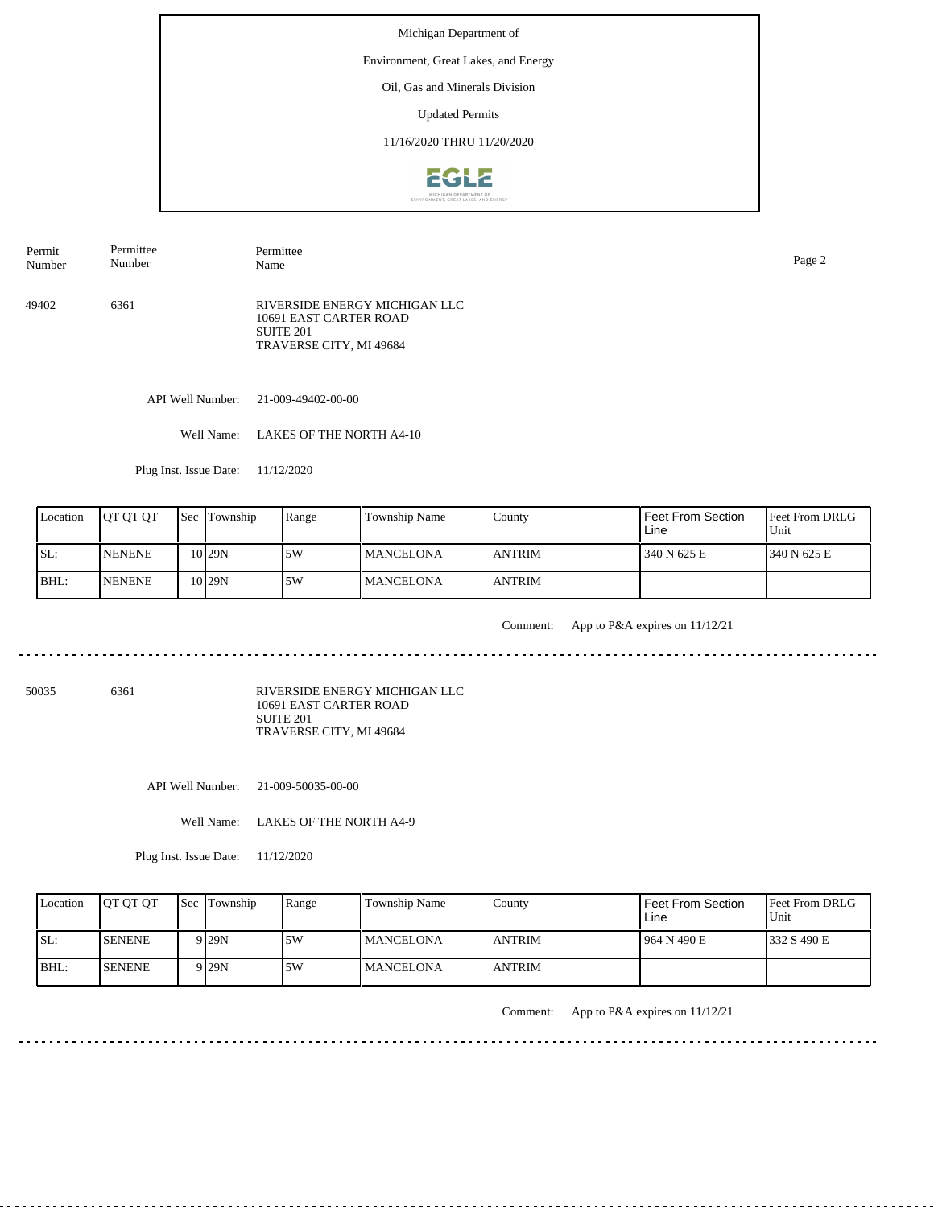Michigan Department of

Environment, Great Lakes, and Energy

Oil, Gas and Minerals Division

Updated Permits

11/16/2020 THRU 11/20/2020

| Permit Number | Permittee Number | Permittee Name |
|---|---|---|
| 49402 | 6361 | RIVERSIDE ENERGY MICHIGAN LLC<br>10691 EAST CARTER ROAD<br>SUITE 201<br>TRAVERSE CITY, MI 49684 |

API Well Number: 21-009-49402-00-00

Well Name: LAKES OF THE NORTH A4-10

Plug Inst. Issue Date: 11/12/2020

| Location | QT QT QT | Sec | Township | Range | Township Name | County | Feet From Section Line | Feet From DRLG Unit |
|---|---|---|---|---|---|---|---|---|
| SL: | NENENE | 10 | 29N | 5W | MANCELONA | ANTRIM | 340 N 625 E | 340 N 625 E |
| BHL: | NENENE | 10 | 29N | 5W | MANCELONA | ANTRIM | | |

Comment: App to P&A expires on 11/12/21

---

| Permit Number | Permittee Number | Permittee Name |
|---|---|---|
| 50035 | 6361 | RIVERSIDE ENERGY MICHIGAN LLC<br>10691 EAST CARTER ROAD<br>SUITE 201<br>TRAVERSE CITY, MI 49684 |

API Well Number: 21-009-50035-00-00

Well Name: LAKES OF THE NORTH A4-9

Plug Inst. Issue Date: 11/12/2020

| Location | QT QT QT | Sec | Township | Range | Township Name | County | Feet From Section Line | Feet From DRLG Unit |
|---|---|---|---|---|---|---|---|---|
| SL: | SENENE | 9 | 29N | 5W | MANCELONA | ANTRIM | 964 N 490 E | 332 S 490 E |
| BHL: | SENENE | 9 | 29N | 5W | MANCELONA | ANTRIM | | |

Comment: App to P&A expires on 11/12/21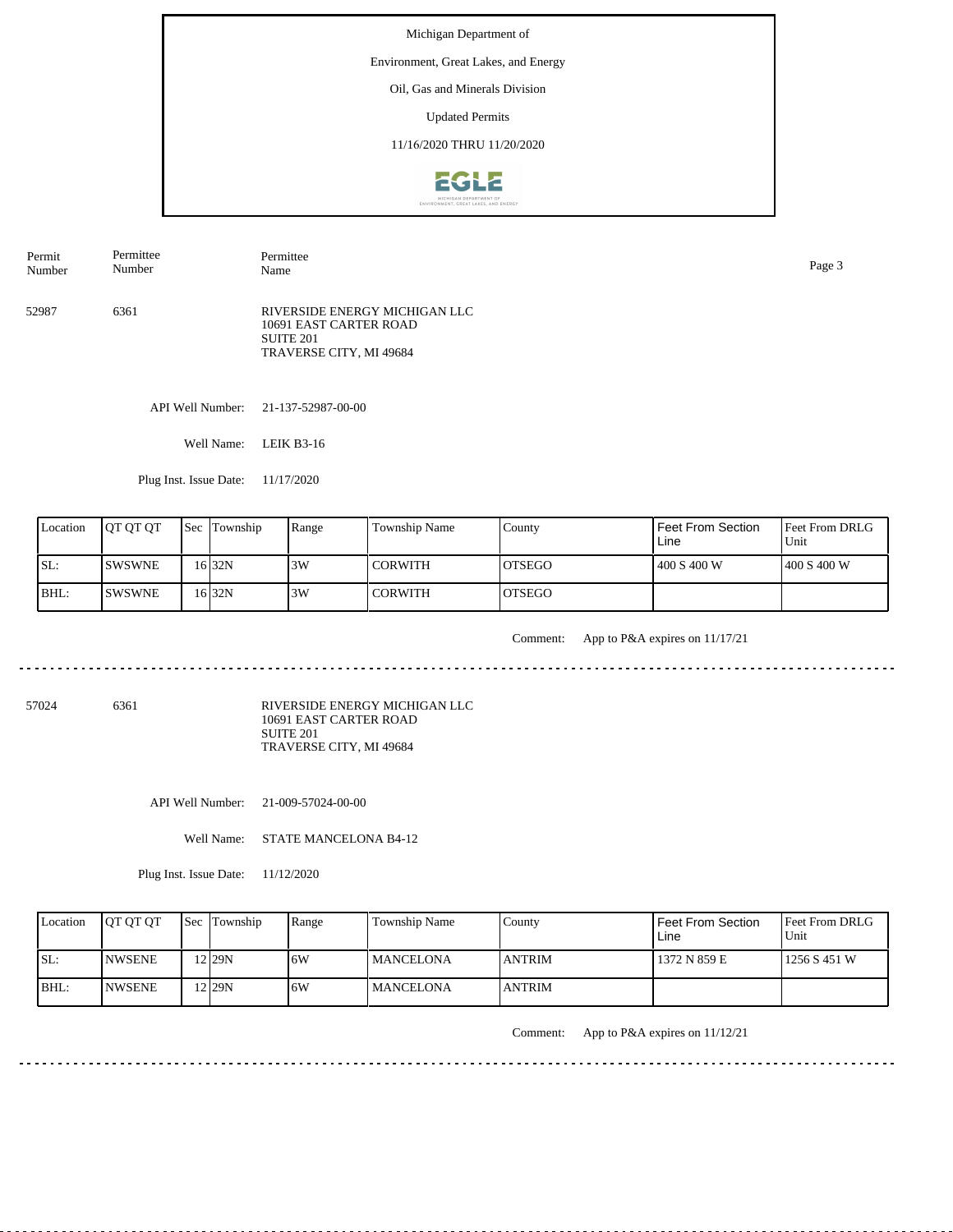Michigan Department of

Environment, Great Lakes, and Energy

Oil, Gas and Minerals Division

Updated Permits

11/16/2020 THRU 11/20/2020

| Permit Number | Permittee Number | Permittee Name |
|---|---|---|
| 52987 | 6361 | RIVERSIDE ENERGY MICHIGAN LLC<br>10691 EAST CARTER ROAD<br>SUITE 201<br>TRAVERSE CITY, MI 49684 |

API Well Number: 21-137-52987-00-00

Well Name: LEIK B3-16

Plug Inst. Issue Date: 11/17/2020

| Location | QT QT QT | Sec | Township | Range | Township Name | County | Feet From Section Line | Feet From DRLG Unit |
|---|---|---|---|---|---|---|---|---|
| SL: | SWSWNE | 16 | 32N | 3W | CORWITH | OTSEGO | 400 S 400 W | 400 S 400 W |
| BHL: | SWSWNE | 16 | 32N | 3W | CORWITH | OTSEGO | | |

Comment: App to P&A expires on 11/17/21

---

| Permit Number | Permittee Number | Permittee Name |
|---|---|---|
| 57024 | 6361 | RIVERSIDE ENERGY MICHIGAN LLC<br>10691 EAST CARTER ROAD<br>SUITE 201<br>TRAVERSE CITY, MI 49684 |

API Well Number: 21-009-57024-00-00

Well Name: STATE MANCELONA B4-12

Plug Inst. Issue Date: 11/12/2020

| Location | QT QT QT | Sec | Township | Range | Township Name | County | Feet From Section Line | Feet From DRLG Unit |
|---|---|---|---|---|---|---|---|---|
| SL: | NWSENE | 12 | 29N | 6W | MANCELONA | ANTRIM | 1372 N 859 E | 1256 S 451 W |
| BHL: | NWSENE | 12 | 29N | 6W | MANCELONA | ANTRIM | | |

Comment: App to P&A expires on 11/12/21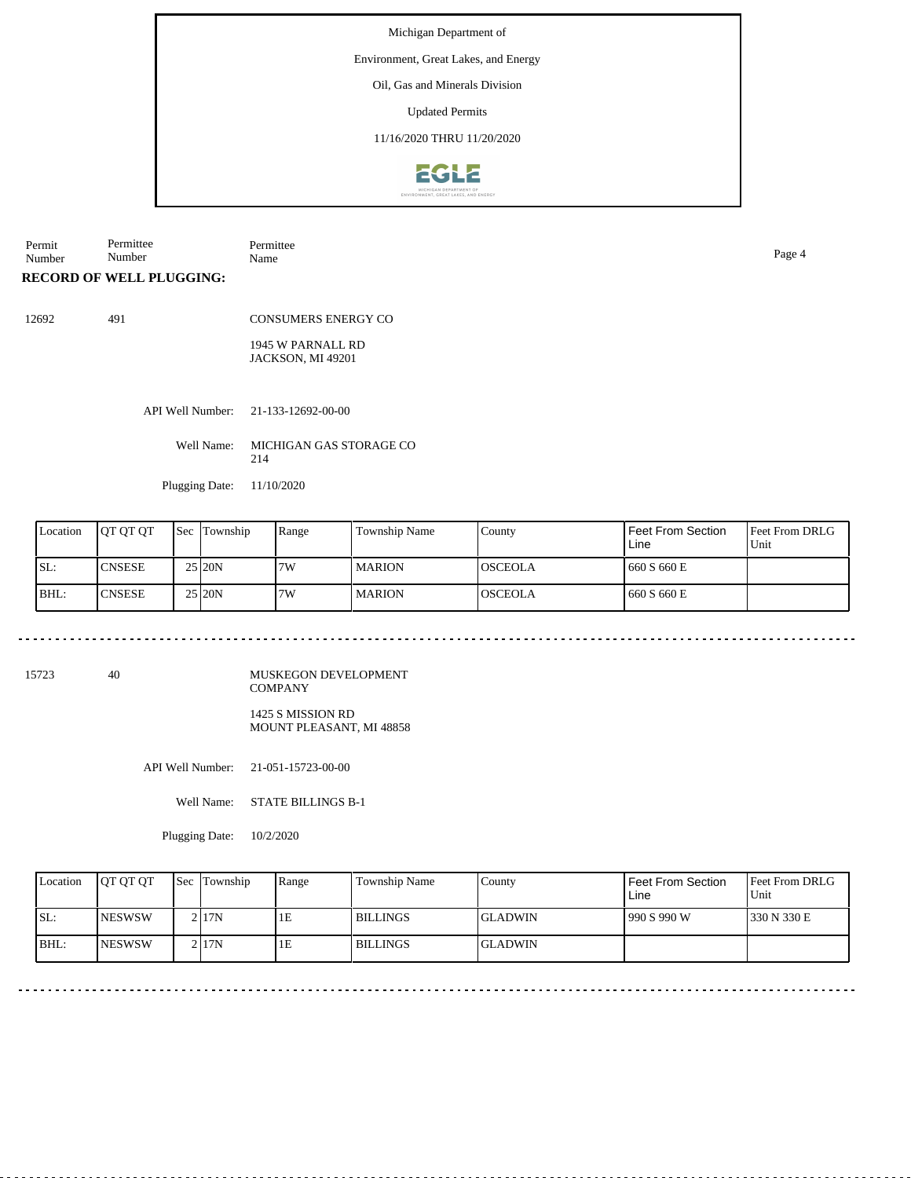Michigan Department of

Environment, Great Lakes, and Energy

Oil, Gas and Minerals Division

Updated Permits

11/16/2020 THRU 11/20/2020

| Permit Number | Permittee Number | Permittee Name |
|---|---|---|

**RECORD OF WELL PLUGGING:**

12692 491 CONSUMERS ENERGY CO

1945 W PARNALL RD
JACKSON, MI 49201

API Well Number: 21-133-12692-00-00

Well Name: MICHIGAN GAS STORAGE CO 214

Plugging Date: 11/10/2020

| Location | QT QT QT | Sec | Township | Range | Township Name | County | Feet From Section Line | Feet From DRLG Unit |
|---|---|---|---|---|---|---|---|---|
| SL: | CNSESE | 25 | 20N | 7W | MARION | OSCEOLA | 660 S 660 E | |
| BHL: | CNSESE | 25 | 20N | 7W | MARION | OSCEOLA | 660 S 660 E | |

---

15723 40 MUSKEGON DEVELOPMENT COMPANY

1425 S MISSION RD
MOUNT PLEASANT, MI 48858

API Well Number: 21-051-15723-00-00

Well Name: STATE BILLINGS B-1

Plugging Date: 10/2/2020

| Location | QT QT QT | Sec | Township | Range | Township Name | County | Feet From Section Line | Feet From DRLG Unit |
|---|---|---|---|---|---|---|---|---|
| SL: | NESWSW | 2 | 17N | 1E | BILLINGS | GLADWIN | 990 S 990 W | 330 N 330 E |
| BHL: | NESWSW | 2 | 17N | 1E | BILLINGS | GLADWIN | | |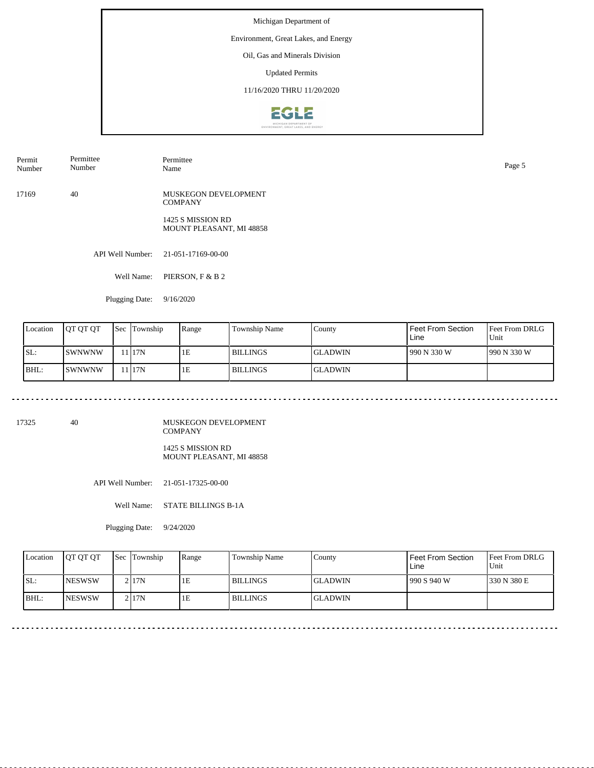Michigan Department of

Environment, Great Lakes, and Energy

Oil, Gas and Minerals Division

Updated Permits

11/16/2020 THRU 11/20/2020

| Permit Number | Permittee Number | Permittee Name |
|---|---|---|
| 17169 | 40 | MUSKEGON DEVELOPMENT COMPANY<br>1425 S MISSION RD<br>MOUNT PLEASANT, MI 48858 |

API Well Number: 21-051-17169-00-00

Well Name: PIERSON, F & B 2

Plugging Date: 9/16/2020

| Location | QT QT QT | Sec | Township | Range | Township Name | County | Feet From Section Line | Feet From DRLG Unit |
|---|---|---|---|---|---|---|---|---|
| SL: | SWNWNW | 11 | 17N | 1E | BILLINGS | GLADWIN | 990 N 330 W | 990 N 330 W |
| BHL: | SWNWNW | 11 | 17N | 1E | BILLINGS | GLADWIN | | |

---

| Permit Number | Permittee Number | Permittee Name |
|---|---|---|
| 17325 | 40 | MUSKEGON DEVELOPMENT COMPANY<br>1425 S MISSION RD<br>MOUNT PLEASANT, MI 48858 |

API Well Number: 21-051-17325-00-00

Well Name: STATE BILLINGS B-1A

Plugging Date: 9/24/2020

| Location | QT QT QT | Sec | Township | Range | Township Name | County | Feet From Section Line | Feet From DRLG Unit |
|---|---|---|---|---|---|---|---|---|
| SL: | NESWSW | 2 | 17N | 1E | BILLINGS | GLADWIN | 990 S 940 W | 330 N 380 E |
| BHL: | NESWSW | 2 | 17N | 1E | BILLINGS | GLADWIN | | |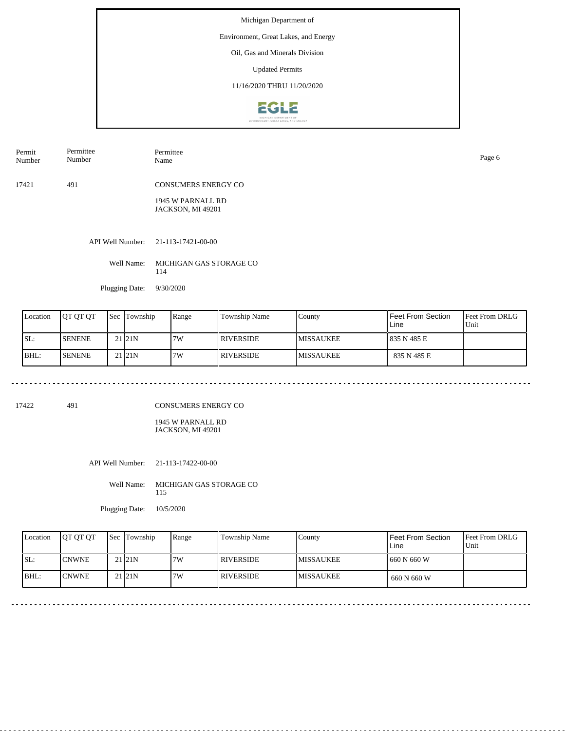Michigan Department of

Environment, Great Lakes, and Energy

Oil, Gas and Minerals Division

Updated Permits

11/16/2020 THRU 11/20/2020

| Permit Number | Permittee Number | Permittee Name |
|---|---|---|
| 17421 | 491 | CONSUMERS ENERGY CO<br>1945 W PARNALL RD<br>JACKSON, MI 49201 |

API Well Number: 21-113-17421-00-00

Well Name: MICHIGAN GAS STORAGE CO 114

Plugging Date: 9/30/2020

| Location | QT QT QT | Sec | Township | Range | Township Name | County | Feet From Section Line | Feet From DRLG Unit |
|---|---|---|---|---|---|---|---|---|
| SL: | SENENE | 21 | 21N | 7W | RIVERSIDE | MISSAUKEE | 835 N 485 E | |
| BHL: | SENENE | 21 | 21N | 7W | RIVERSIDE | MISSAUKEE | 835 N 485 E | |

---

| Permit Number | Permittee Number | Permittee Name |
|---|---|---|
| 17422 | 491 | CONSUMERS ENERGY CO<br>1945 W PARNALL RD<br>JACKSON, MI 49201 |

API Well Number: 21-113-17422-00-00

Well Name: MICHIGAN GAS STORAGE CO 115

Plugging Date: 10/5/2020

| Location | QT QT QT | Sec | Township | Range | Township Name | County | Feet From Section Line | Feet From DRLG Unit |
|---|---|---|---|---|---|---|---|---|
| SL: | CNWNE | 21 | 21N | 7W | RIVERSIDE | MISSAUKEE | 660 N 660 W | |
| BHL: | CNWNE | 21 | 21N | 7W | RIVERSIDE | MISSAUKEE | 660 N 660 W | |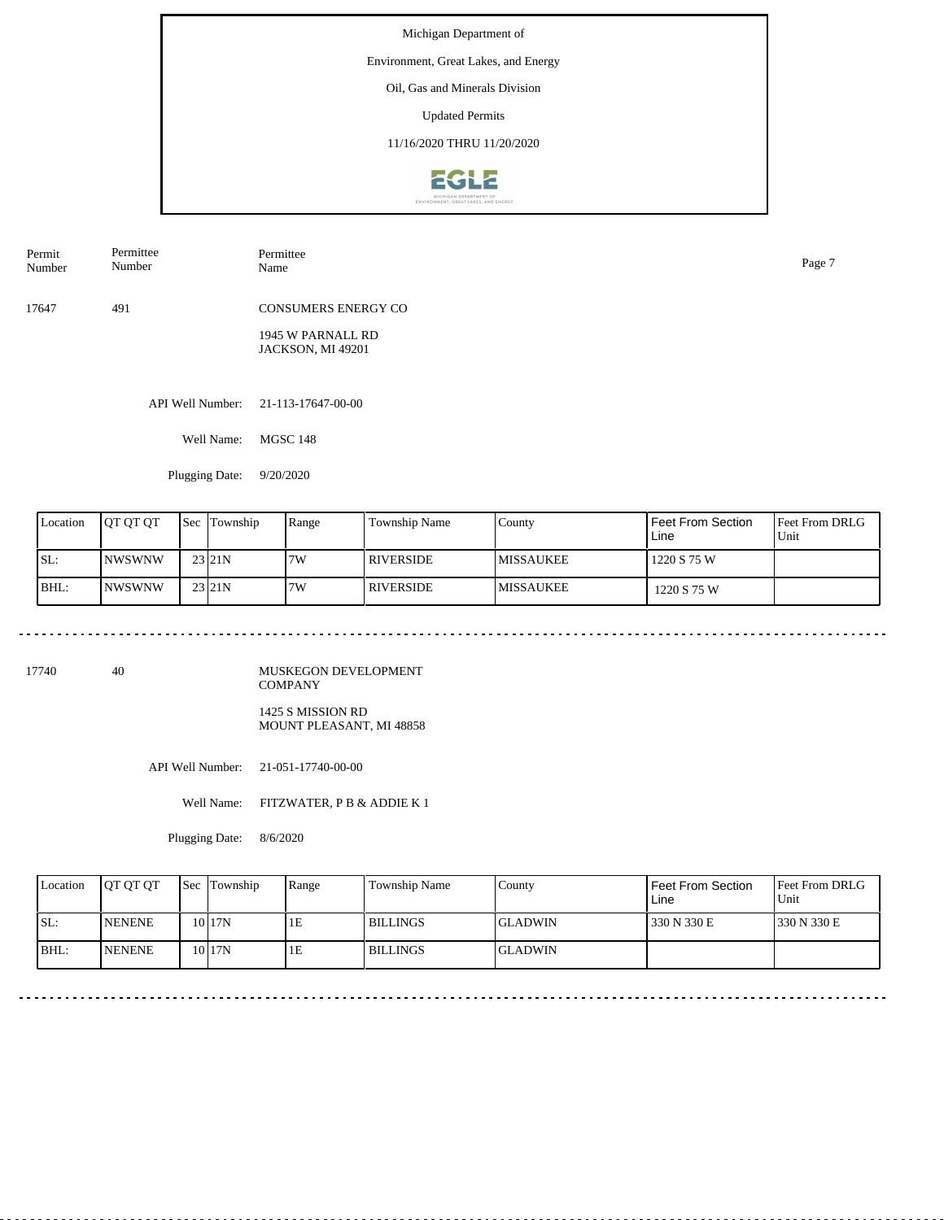Michigan Department of

Environment, Great Lakes, and Energy

Oil, Gas and Minerals Division

Updated Permits

11/16/2020 THRU 11/20/2020

| Permit Number | Permittee Number | Permittee Name |
|---|---|---|
| 17647 | 491 | CONSUMERS ENERGY CO<br>1945 W PARNALL RD<br>JACKSON, MI 49201 |

API Well Number: 21-113-17647-00-00

Well Name: MGSC 148

Plugging Date: 9/20/2020

| Location | QT QT QT | Sec | Township | Range | Township Name | County | Feet From Section Line | Feet From DRLG Unit |
|---|---|---|---|---|---|---|---|---|
| SL: | NWSWNW | 23 | 21N | 7W | RIVERSIDE | MISSAUKEE | 1220 S 75 W | |
| BHL: | NWSWNW | 23 | 21N | 7W | RIVERSIDE | MISSAUKEE | 1220 S 75 W | |

---

| Permit Number | Permittee Number | Permittee Name |
|---|---|---|
| 17740 | 40 | MUSKEGON DEVELOPMENT COMPANY<br>1425 S MISSION RD<br>MOUNT PLEASANT, MI 48858 |

API Well Number: 21-051-17740-00-00

Well Name: FITZWATER, P B & ADDIE K 1

Plugging Date: 8/6/2020

| Location | QT QT QT | Sec | Township | Range | Township Name | County | Feet From Section Line | Feet From DRLG Unit |
|---|---|---|---|---|---|---|---|---|
| SL: | NENENE | 10 | 17N | 1E | BILLINGS | GLADWIN | 330 N 330 E | 330 N 330 E |
| BHL: | NENENE | 10 | 17N | 1E | BILLINGS | GLADWIN | | |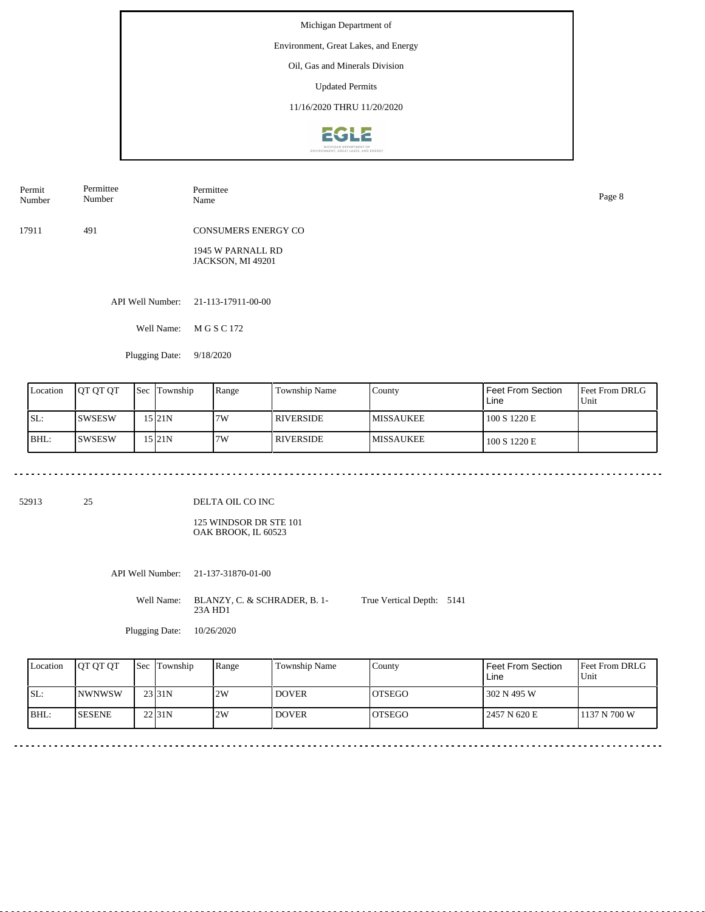Michigan Department of

Environment, Great Lakes, and Energy

Oil, Gas and Minerals Division

Updated Permits

11/16/2020 THRU 11/20/2020

| Permit Number | Permittee Number | Permittee Name |
|---|---|---|
| 17911 | 491 | CONSUMERS ENERGY CO |

1945 W PARNALL RD
JACKSON, MI 49201

API Well Number: 21-113-17911-00-00

Well Name: M G S C 172

Plugging Date: 9/18/2020

| Location | QT QT QT | Sec | Township | Range | Township Name | County | Feet From Section Line | Feet From DRLG Unit |
|---|---|---|---|---|---|---|---|---|
| SL: | SWSESW | 15 | 21N | 7W | RIVERSIDE | MISSAUKEE | 100 S 1220 E | |
| BHL: | SWSESW | 15 | 21N | 7W | RIVERSIDE | MISSAUKEE | 100 S 1220 E | |

---

| Permit Number | Permittee Number | Permittee Name |
|---|---|---|
| 52913 | 25 | DELTA OIL CO INC |

125 WINDSOR DR STE 101
OAK BROOK, IL 60523

API Well Number: 21-137-31870-01-00

Well Name: BLANZY, C. & SCHRADER, B. 1-23A HD1

True Vertical Depth: 5141

Plugging Date: 10/26/2020

| Location | QT QT QT | Sec | Township | Range | Township Name | County | Feet From Section Line | Feet From DRLG Unit |
|---|---|---|---|---|---|---|---|---|
| SL: | NWNWSW | 23 | 31N | 2W | DOVER | OTSEGO | 302 N 495 W | |
| BHL: | SESENE | 22 | 31N | 2W | DOVER | OTSEGO | 2457 N 620 E | 1137 N 700 W |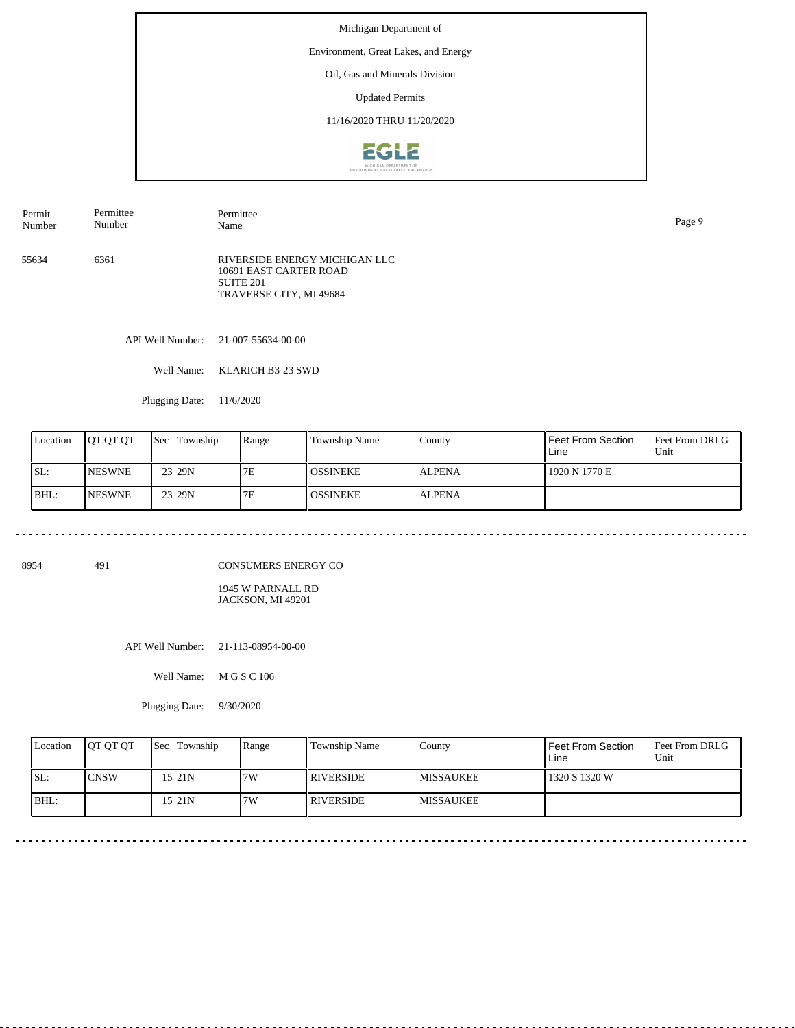Michigan Department of

Environment, Great Lakes, and Energy

Oil, Gas and Minerals Division

Updated Permits

11/16/2020 THRU 11/20/2020

| Permit Number | Permittee Number | Permittee Name |
|---|---|---|
| 55634 | 6361 | RIVERSIDE ENERGY MICHIGAN LLC<br>10691 EAST CARTER ROAD<br>SUITE 201<br>TRAVERSE CITY, MI 49684 |

API Well Number: 21-007-55634-00-00

Well Name: KLARICH B3-23 SWD

Plugging Date: 11/6/2020

| Location | QT QT QT | Sec | Township | Range | Township Name | County | Feet From Section Line | Feet From DRLG Unit |
|---|---|---|---|---|---|---|---|---|
| SL: | NESWNE | 23 | 29N | 7E | OSSINEKE | ALPENA | 1920 N 1770 E | |
| BHL: | NESWNE | 23 | 29N | 7E | OSSINEKE | ALPENA | | |

---

| Permit Number | Permittee Number | Permittee Name |
|---|---|---|
| 8954 | 491 | CONSUMERS ENERGY CO<br>1945 W PARNALL RD<br>JACKSON, MI 49201 |

API Well Number: 21-113-08954-00-00

Well Name: M G S C 106

Plugging Date: 9/30/2020

| Location | QT QT QT | Sec | Township | Range | Township Name | County | Feet From Section Line | Feet From DRLG Unit |
|---|---|---|---|---|---|---|---|---|
| SL: | CNSW | 15 | 21N | 7W | RIVERSIDE | MISSAUKEE | 1320 S 1320 W | |
| BHL: | | 15 | 21N | 7W | RIVERSIDE | MISSAUKEE | | |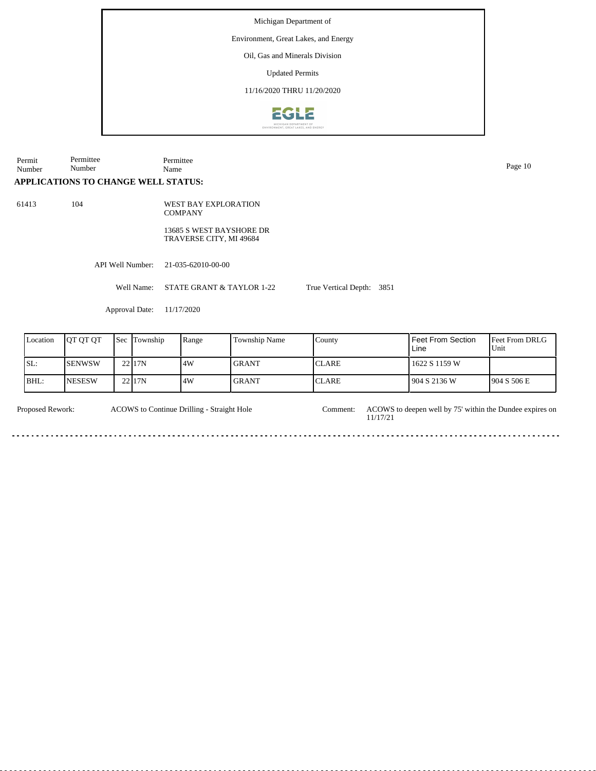Michigan Department of

Environment, Great Lakes, and Energy

Oil, Gas and Minerals Division

Updated Permits

11/16/2020 THRU 11/20/2020

| Permit Number | Permittee Number | Permittee Name |
|---|---|---|

## APPLICATIONS TO CHANGE WELL STATUS:

61413 104 WEST BAY EXPLORATION COMPANY

13685 S WEST BAYSHORE DR
TRAVERSE CITY, MI 49684

API Well Number: 21-035-62010-00-00

Well Name: STATE GRANT & TAYLOR 1-22 True Vertical Depth: 3851

Approval Date: 11/17/2020

| Location | QT QT QT | Sec | Township | Range | Township Name | County | Feet From Section Line | Feet From DRLG Unit |
|---|---|---|---|---|---|---|---|---|
| SL: | SENWSW | 22 | 17N | 4W | GRANT | CLARE | 1622 S 1159 W | |
| BHL: | NESESW | 22 | 17N | 4W | GRANT | CLARE | 904 S 2136 W | 904 S 506 E |

Proposed Rework: ACOWS to Continue Drilling - Straight Hole

Comment: ACOWS to deepen well by 75' within the Dundee expires on 11/17/21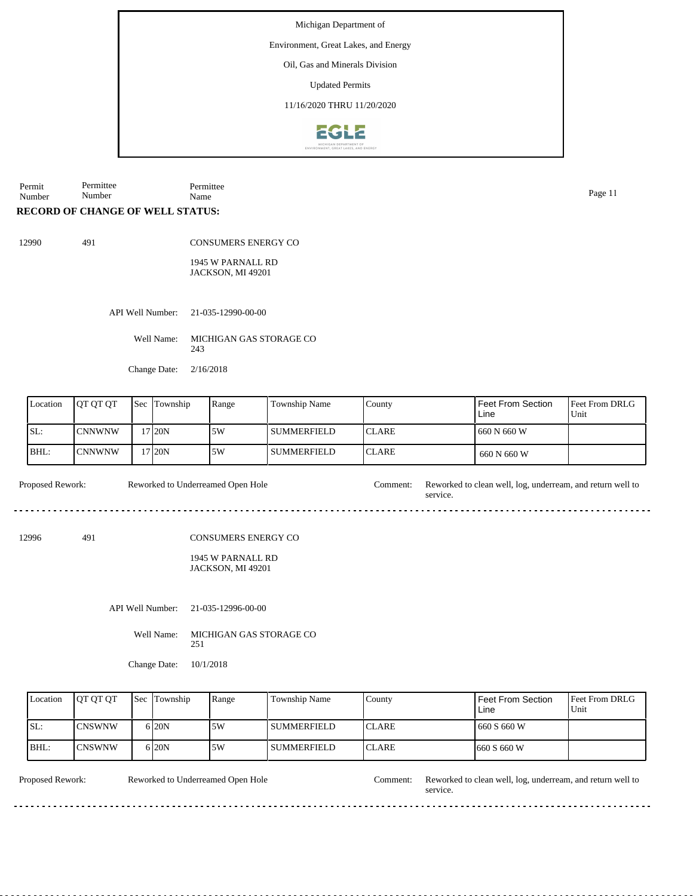Michigan Department of

Environment, Great Lakes, and Energy

Oil, Gas and Minerals Division

Updated Permits

11/16/2020 THRU 11/20/2020

Permit Number | Permittee Number | Permittee Name

**RECORD OF CHANGE OF WELL STATUS:**

12990 491 CONSUMERS ENERGY CO

1945 W PARNALL RD
JACKSON, MI 49201

API Well Number: 21-035-12990-00-00

Well Name: MICHIGAN GAS STORAGE CO 243

Change Date: 2/16/2018

| Location | QT QT QT | Sec | Township | Range | Township Name | County | Feet From Section Line | Feet From DRLG Unit |
|---|---|---|---|---|---|---|---|---|
| SL: | CNNWNW | 17 | 20N | 5W | SUMMERFIELD | CLARE | 660 N 660 W | |
| BHL: | CNNWNW | 17 | 20N | 5W | SUMMERFIELD | CLARE | 660 N 660 W | |

Proposed Rework: Reworked to Underreamed Open Hole

Comment: Reworked to clean well, log, underream, and return well to service.

---

12996 491 CONSUMERS ENERGY CO

1945 W PARNALL RD
JACKSON, MI 49201

API Well Number: 21-035-12996-00-00

Well Name: MICHIGAN GAS STORAGE CO 251

Change Date: 10/1/2018

| Location | QT QT QT | Sec | Township | Range | Township Name | County | Feet From Section Line | Feet From DRLG Unit |
|---|---|---|---|---|---|---|---|---|
| SL: | CNSWNW | 6 | 20N | 5W | SUMMERFIELD | CLARE | 660 S 660 W | |
| BHL: | CNSWNW | 6 | 20N | 5W | SUMMERFIELD | CLARE | 660 S 660 W | |

Proposed Rework: Reworked to Underreamed Open Hole

Comment: Reworked to clean well, log, underream, and return well to service.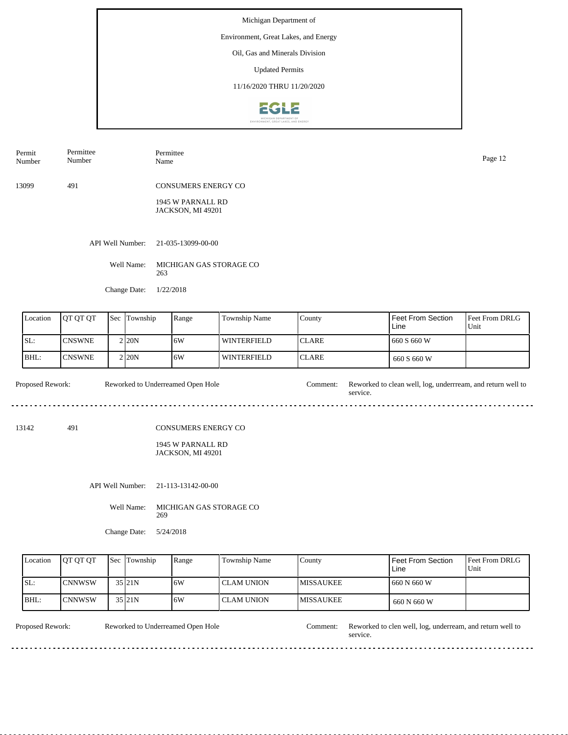Michigan Department of

Environment, Great Lakes, and Energy

Oil, Gas and Minerals Division

Updated Permits

11/16/2020 THRU 11/20/2020

| Permit Number | Permittee Number | Permittee Name |
|---|---|---|
| 13099 | 491 | CONSUMERS ENERGY CO<br>1945 W PARNALL RD<br>JACKSON, MI 49201 |

API Well Number: 21-035-13099-00-00

Well Name: MICHIGAN GAS STORAGE CO 263

Change Date: 1/22/2018

| Location | QT QT QT | Sec | Township | Range | Township Name | County | Feet From Section Line | Feet From DRLG Unit |
|---|---|---|---|---|---|---|---|---|
| SL: | CNSWNE | 2 | 20N | 6W | WINTERFIELD | CLARE | 660 S 660 W | |
| BHL: | CNSWNE | 2 | 20N | 6W | WINTERFIELD | CLARE | 660 S 660 W | |

Proposed Rework: Reworked to Underreamed Open Hole

Comment: Reworked to clean well, log, underrream, and return well to service.

---

| Permit Number | Permittee Number | Permittee Name |
|---|---|---|
| 13142 | 491 | CONSUMERS ENERGY CO<br>1945 W PARNALL RD<br>JACKSON, MI 49201 |

API Well Number: 21-113-13142-00-00

Well Name: MICHIGAN GAS STORAGE CO 269

Change Date: 5/24/2018

| Location | QT QT QT | Sec | Township | Range | Township Name | County | Feet From Section Line | Feet From DRLG Unit |
|---|---|---|---|---|---|---|---|---|
| SL: | CNNWSW | 35 | 21N | 6W | CLAM UNION | MISSAUKEE | 660 N 660 W | |
| BHL: | CNNWSW | 35 | 21N | 6W | CLAM UNION | MISSAUKEE | 660 N 660 W | |

Proposed Rework: Reworked to Underreamed Open Hole

Comment: Reworked to clen well, log, underream, and return well to service.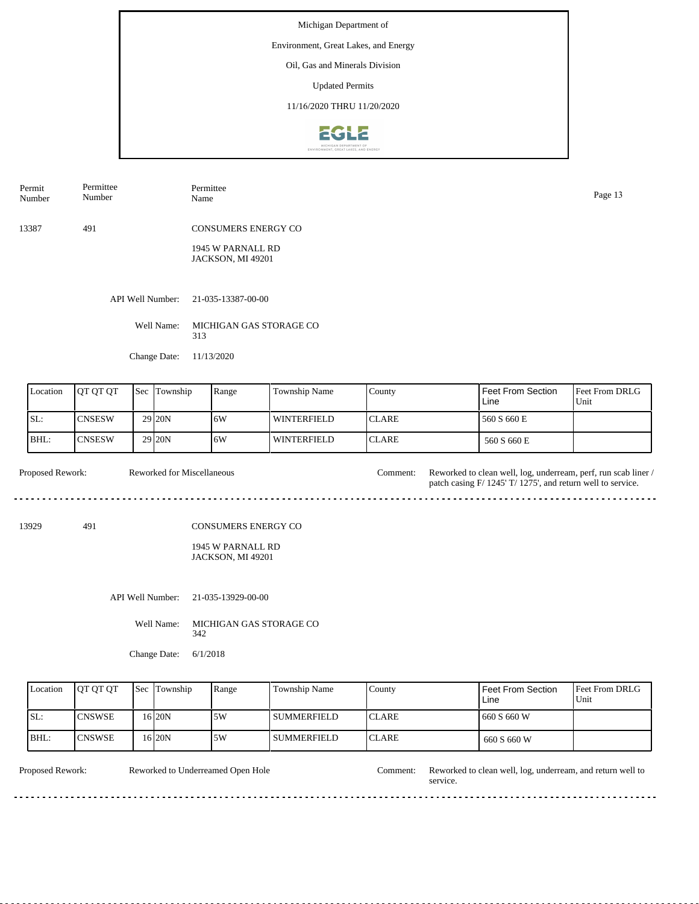Michigan Department of

Environment, Great Lakes, and Energy

Oil, Gas and Minerals Division

Updated Permits

11/16/2020 THRU 11/20/2020

| Permit Number | Permittee Number | Permittee Name |
|---|---|---|
| 13387 | 491 | CONSUMERS ENERGY CO<br>1945 W PARNALL RD<br>JACKSON, MI 49201 |

API Well Number: 21-035-13387-00-00

Well Name: MICHIGAN GAS STORAGE CO 313

Change Date: 11/13/2020

| Location | QT QT QT | Sec | Township | Range | Township Name | County | Feet From Section Line | Feet From DRLG Unit |
|---|---|---|---|---|---|---|---|---|
| SL: | CNSESW | 29 | 20N | 6W | WINTERFIELD | CLARE | 560 S 660 E | |
| BHL: | CNSESW | 29 | 20N | 6W | WINTERFIELD | CLARE | 560 S 660 E | |

Proposed Rework: Reworked for Miscellaneous

Comment: Reworked to clean well, log, underream, perf, run scab liner / patch casing F/ 1245' T/ 1275', and return well to service.

---

| Permit Number | Permittee Number | Permittee Name |
|---|---|---|
| 13929 | 491 | CONSUMERS ENERGY CO<br>1945 W PARNALL RD<br>JACKSON, MI 49201 |

API Well Number: 21-035-13929-00-00

Well Name: MICHIGAN GAS STORAGE CO 342

Change Date: 6/1/2018

| Location | QT QT QT | Sec | Township | Range | Township Name | County | Feet From Section Line | Feet From DRLG Unit |
|---|---|---|---|---|---|---|---|---|
| SL: | CNSWSE | 16 | 20N | 5W | SUMMERFIELD | CLARE | 660 S 660 W | |
| BHL: | CNSWSE | 16 | 20N | 5W | SUMMERFIELD | CLARE | 660 S 660 W | |

Proposed Rework: Reworked to Underreamed Open Hole

Comment: Reworked to clean well, log, underream, and return well to service.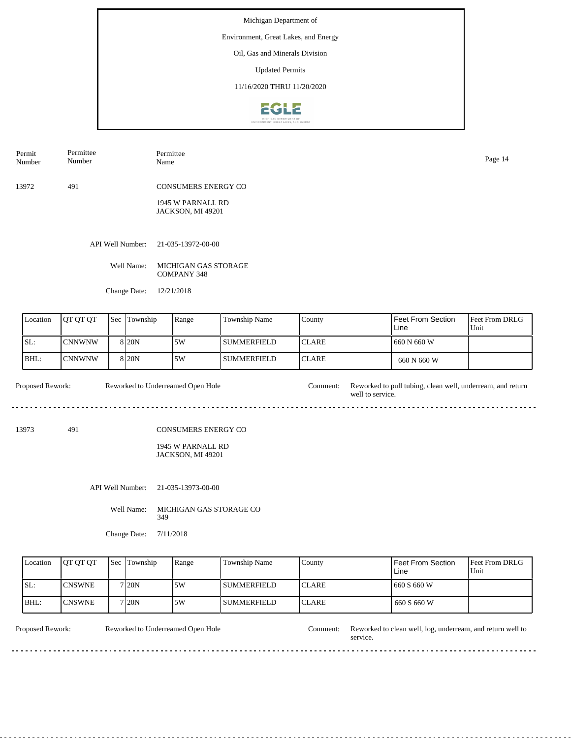Michigan Department of

Environment, Great Lakes, and Energy

Oil, Gas and Minerals Division

Updated Permits

11/16/2020 THRU 11/20/2020

| Permit Number | Permittee Number | Permittee Name |
|---|---|---|
| 13972 | 491 | CONSUMERS ENERGY CO |

1945 W PARNALL RD
JACKSON, MI 49201

API Well Number: 21-035-13972-00-00

Well Name: MICHIGAN GAS STORAGE COMPANY 348

Change Date: 12/21/2018

| Location | QT QT QT | Sec | Township | Range | Township Name | County | Feet From Section Line | Feet From DRLG Unit |
|---|---|---|---|---|---|---|---|---|
| SL: | CNNWNW | 8 | 20N | 5W | SUMMERFIELD | CLARE | 660 N 660 W | |
| BHL: | CNNWNW | 8 | 20N | 5W | SUMMERFIELD | CLARE | 660 N 660 W | |

Proposed Rework: Reworked to Underreamed Open Hole

Comment: Reworked to pull tubing, clean well, underream, and return well to service.

---

| Permit Number | Permittee Number | Permittee Name |
|---|---|---|
| 13973 | 491 | CONSUMERS ENERGY CO |

1945 W PARNALL RD
JACKSON, MI 49201

API Well Number: 21-035-13973-00-00

Well Name: MICHIGAN GAS STORAGE CO 349

Change Date: 7/11/2018

| Location | QT QT QT | Sec | Township | Range | Township Name | County | Feet From Section Line | Feet From DRLG Unit |
|---|---|---|---|---|---|---|---|---|
| SL: | CNSWNE | 7 | 20N | 5W | SUMMERFIELD | CLARE | 660 S 660 W | |
| BHL: | CNSWNE | 7 | 20N | 5W | SUMMERFIELD | CLARE | 660 S 660 W | |

Proposed Rework: Reworked to Underreamed Open Hole

Comment: Reworked to clean well, log, underream, and return well to service.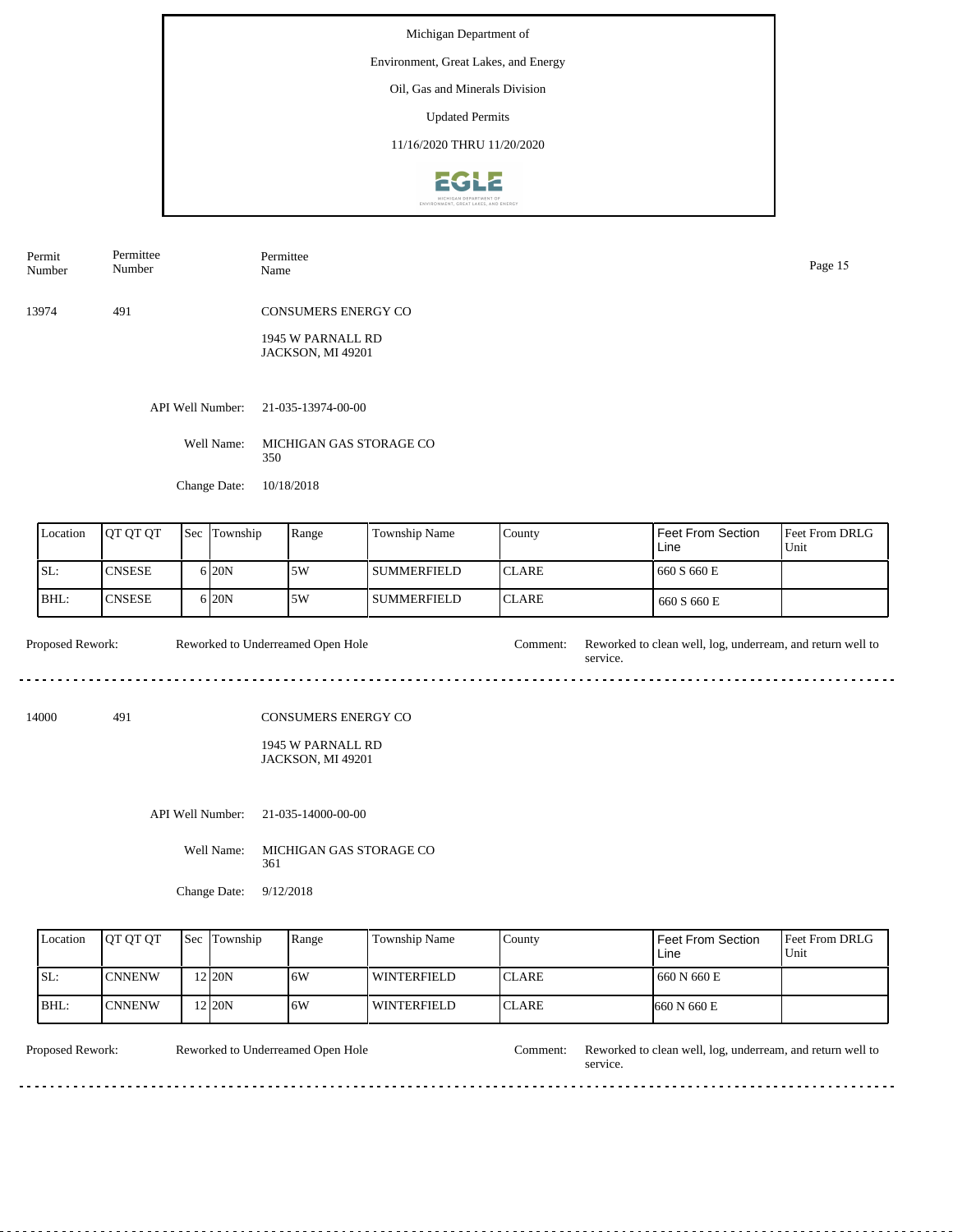Michigan Department of

Environment, Great Lakes, and Energy

Oil, Gas and Minerals Division

Updated Permits

11/16/2020 THRU 11/20/2020

| Permit Number | Permittee Number | Permittee Name |
|---|---|---|
| 13974 | 491 | CONSUMERS ENERGY CO<br>1945 W PARNALL RD<br>JACKSON, MI 49201 |

API Well Number: 21-035-13974-00-00

Well Name: MICHIGAN GAS STORAGE CO 350

Change Date: 10/18/2018

| Location | QT QT QT | Sec | Township | Range | Township Name | County | Feet From Section Line | Feet From DRLG Unit |
|---|---|---|---|---|---|---|---|---|
| SL: | CNSESE | 6 | 20N | 5W | SUMMERFIELD | CLARE | 660 S 660 E | |
| BHL: | CNSESE | 6 | 20N | 5W | SUMMERFIELD | CLARE | 660 S 660 E | |

Proposed Rework: Reworked to Underreamed Open Hole

Comment: Reworked to clean well, log, underream, and return well to service.

---

| Permit Number | Permittee Number | Permittee Name |
|---|---|---|
| 14000 | 491 | CONSUMERS ENERGY CO<br>1945 W PARNALL RD<br>JACKSON, MI 49201 |

API Well Number: 21-035-14000-00-00

Well Name: MICHIGAN GAS STORAGE CO 361

Change Date: 9/12/2018

| Location | QT QT QT | Sec | Township | Range | Township Name | County | Feet From Section Line | Feet From DRLG Unit |
|---|---|---|---|---|---|---|---|---|
| SL: | CNNENW | 12 | 20N | 6W | WINTERFIELD | CLARE | 660 N 660 E | |
| BHL: | CNNENW | 12 | 20N | 6W | WINTERFIELD | CLARE | 660 N 660 E | |

Proposed Rework: Reworked to Underreamed Open Hole

Comment: Reworked to clean well, log, underream, and return well to service.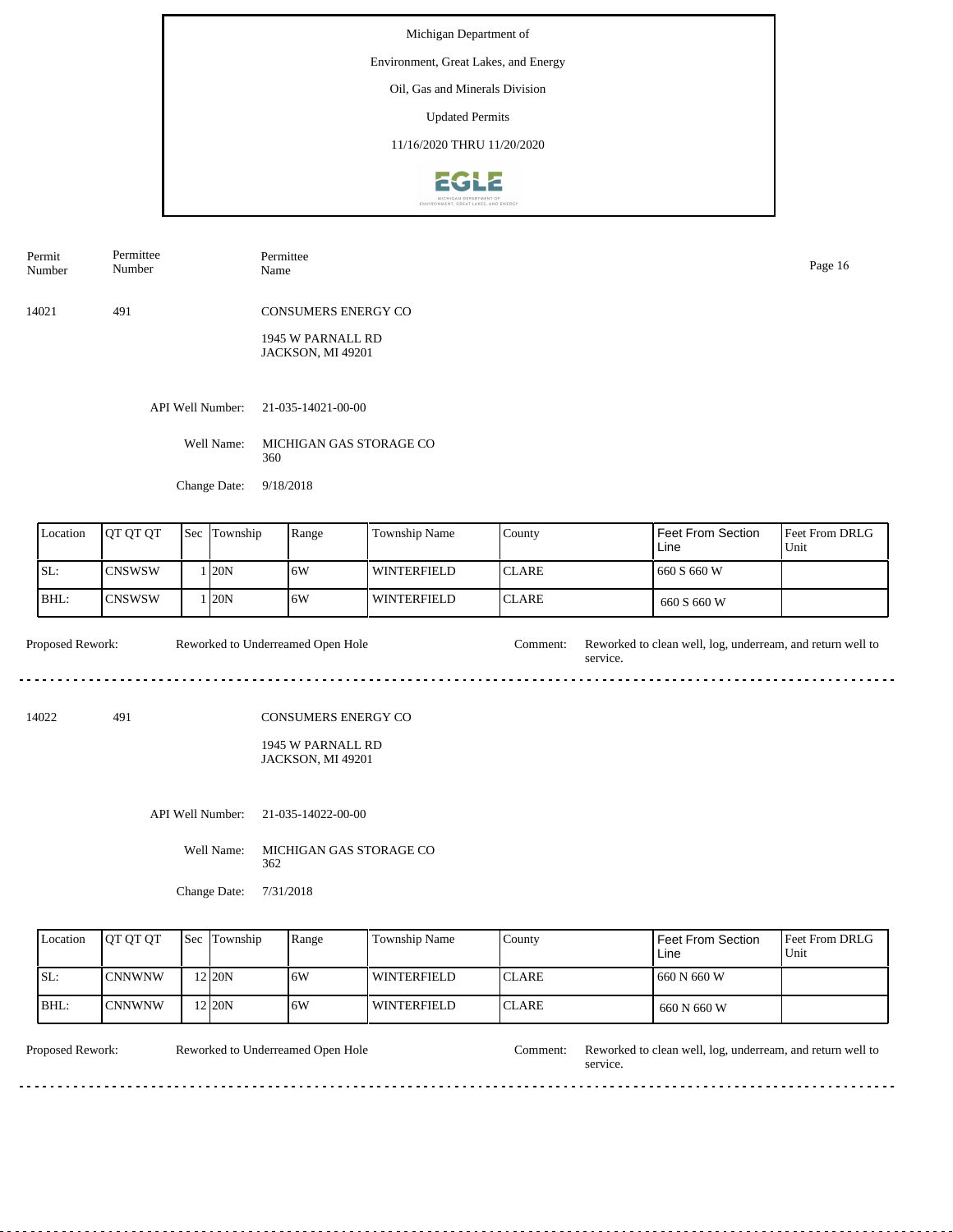Michigan Department of

Environment, Great Lakes, and Energy

Oil, Gas and Minerals Division

Updated Permits

11/16/2020 THRU 11/20/2020

| Permit Number | Permittee Number | Permittee Name |
|---|---|---|
| 14021 | 491 | CONSUMERS ENERGY CO<br>1945 W PARNALL RD<br>JACKSON, MI 49201 |

API Well Number: 21-035-14021-00-00

Well Name: MICHIGAN GAS STORAGE CO 360

Change Date: 9/18/2018

| Location | QT QT QT | Sec | Township | Range | Township Name | County | Feet From Section Line | Feet From DRLG Unit |
|---|---|---|---|---|---|---|---|---|
| SL: | CNSWSW | 1 | 20N | 6W | WINTERFIELD | CLARE | 660 S 660 W | |
| BHL: | CNSWSW | 1 | 20N | 6W | WINTERFIELD | CLARE | 660 S 660 W | |

Proposed Rework: Reworked to Underreamed Open Hole

Comment: Reworked to clean well, log, underream, and return well to service.

---

| Permit Number | Permittee Number | Permittee Name |
|---|---|---|
| 14022 | 491 | CONSUMERS ENERGY CO<br>1945 W PARNALL RD<br>JACKSON, MI 49201 |

API Well Number: 21-035-14022-00-00

Well Name: MICHIGAN GAS STORAGE CO 362

Change Date: 7/31/2018

| Location | QT QT QT | Sec | Township | Range | Township Name | County | Feet From Section Line | Feet From DRLG Unit |
|---|---|---|---|---|---|---|---|---|
| SL: | CNNWNW | 12 | 20N | 6W | WINTERFIELD | CLARE | 660 N 660 W | |
| BHL: | CNNWNW | 12 | 20N | 6W | WINTERFIELD | CLARE | 660 N 660 W | |

Proposed Rework: Reworked to Underreamed Open Hole

Comment: Reworked to clean well, log, underream, and return well to service.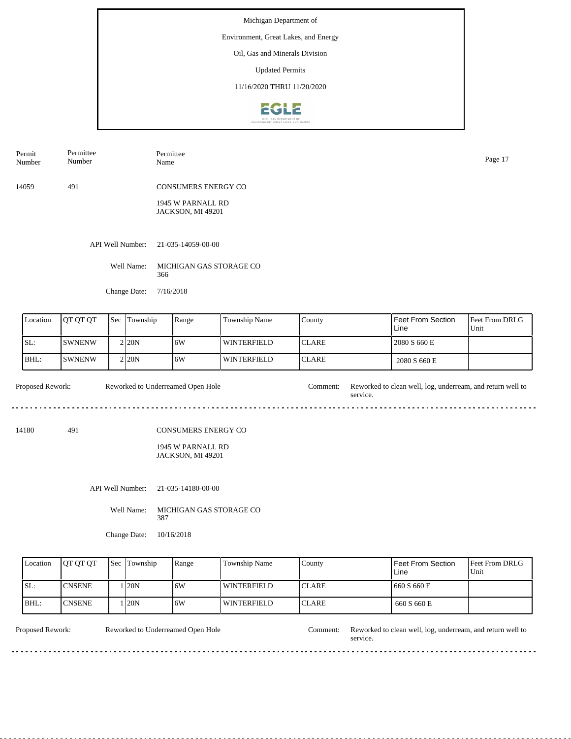Michigan Department of

Environment, Great Lakes, and Energy

Oil, Gas and Minerals Division

Updated Permits

11/16/2020 THRU 11/20/2020

| Permit Number | Permittee Number | Permittee Name |
|---|---|---|
| 14059 | 491 | CONSUMERS ENERGY CO<br>1945 W PARNALL RD<br>JACKSON, MI 49201 |

API Well Number: 21-035-14059-00-00

Well Name: MICHIGAN GAS STORAGE CO 366

Change Date: 7/16/2018

| Location | QT QT QT | Sec | Township | Range | Township Name | County | Feet From Section Line | Feet From DRLG Unit |
|---|---|---|---|---|---|---|---|---|
| SL: | SWNENW | 2 | 20N | 6W | WINTERFIELD | CLARE | 2080 S 660 E | |
| BHL: | SWNENW | 2 | 20N | 6W | WINTERFIELD | CLARE | 2080 S 660 E | |

Proposed Rework: Reworked to Underreamed Open Hole

Comment: Reworked to clean well, log, underream, and return well to service.

---

| Permit Number | Permittee Number | Permittee Name |
|---|---|---|
| 14180 | 491 | CONSUMERS ENERGY CO<br>1945 W PARNALL RD<br>JACKSON, MI 49201 |

API Well Number: 21-035-14180-00-00

Well Name: MICHIGAN GAS STORAGE CO 387

Change Date: 10/16/2018

| Location | QT QT QT | Sec | Township | Range | Township Name | County | Feet From Section Line | Feet From DRLG Unit |
|---|---|---|---|---|---|---|---|---|
| SL: | CNSENE | 1 | 20N | 6W | WINTERFIELD | CLARE | 660 S 660 E | |
| BHL: | CNSENE | 1 | 20N | 6W | WINTERFIELD | CLARE | 660 S 660 E | |

Proposed Rework: Reworked to Underreamed Open Hole

Comment: Reworked to clean well, log, underream, and return well to service.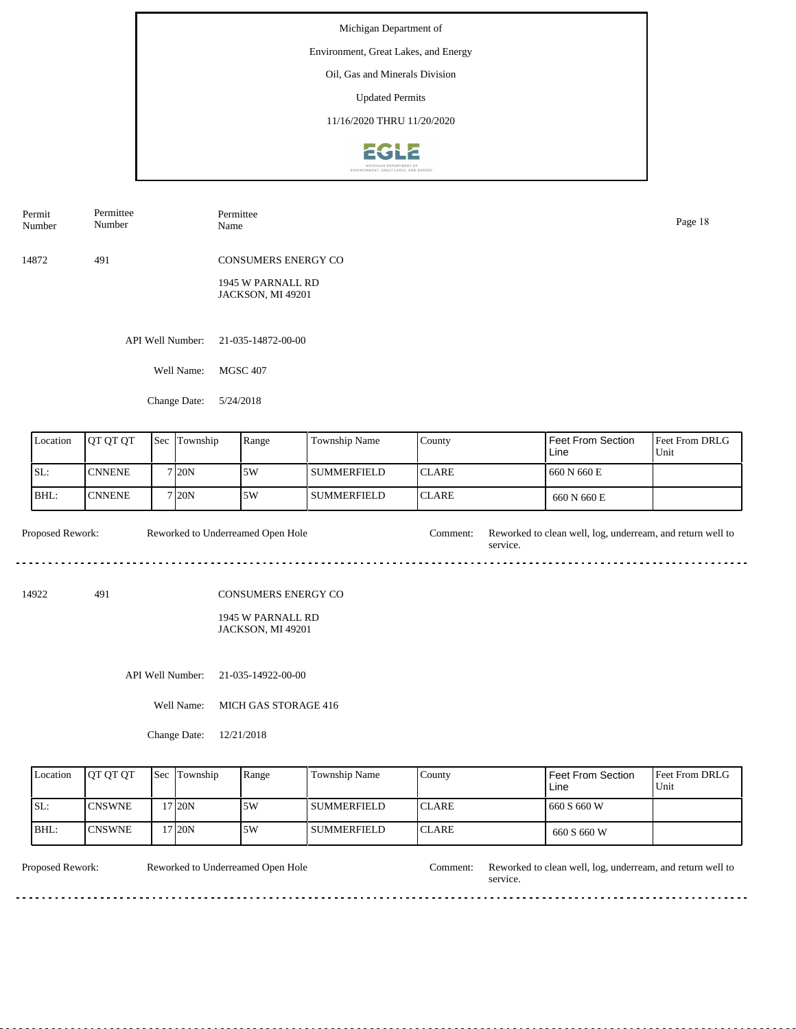Michigan Department of

Environment, Great Lakes, and Energy

Oil, Gas and Minerals Division

Updated Permits

11/16/2020 THRU 11/20/2020

| Permit Number | Permittee Number | Permittee Name |
|---|---|---|
| 14872 | 491 | CONSUMERS ENERGY CO<br>1945 W PARNALL RD<br>JACKSON, MI 49201 |

API Well Number: 21-035-14872-00-00

Well Name: MGSC 407

Change Date: 5/24/2018

| Location | QT QT QT | Sec | Township | Range | Township Name | County | Feet From Section Line | Feet From DRLG Unit |
|---|---|---|---|---|---|---|---|---|
| SL: | CNNENE | 7 | 20N | 5W | SUMMERFIELD | CLARE | 660 N 660 E | |
| BHL: | CNNENE | 7 | 20N | 5W | SUMMERFIELD | CLARE | 660 N 660 E | |

Proposed Rework: Reworked to Underreamed Open Hole

Comment: Reworked to clean well, log, underream, and return well to service.

---

| Permit Number | Permittee Number | Permittee Name |
|---|---|---|
| 14922 | 491 | CONSUMERS ENERGY CO<br>1945 W PARNALL RD<br>JACKSON, MI 49201 |

API Well Number: 21-035-14922-00-00

Well Name: MICH GAS STORAGE 416

Change Date: 12/21/2018

| Location | QT QT QT | Sec | Township | Range | Township Name | County | Feet From Section Line | Feet From DRLG Unit |
|---|---|---|---|---|---|---|---|---|
| SL: | CNSWNE | 17 | 20N | 5W | SUMMERFIELD | CLARE | 660 S 660 W | |
| BHL: | CNSWNE | 17 | 20N | 5W | SUMMERFIELD | CLARE | 660 S 660 W | |

Proposed Rework: Reworked to Underreamed Open Hole

Comment: Reworked to clean well, log, underream, and return well to service.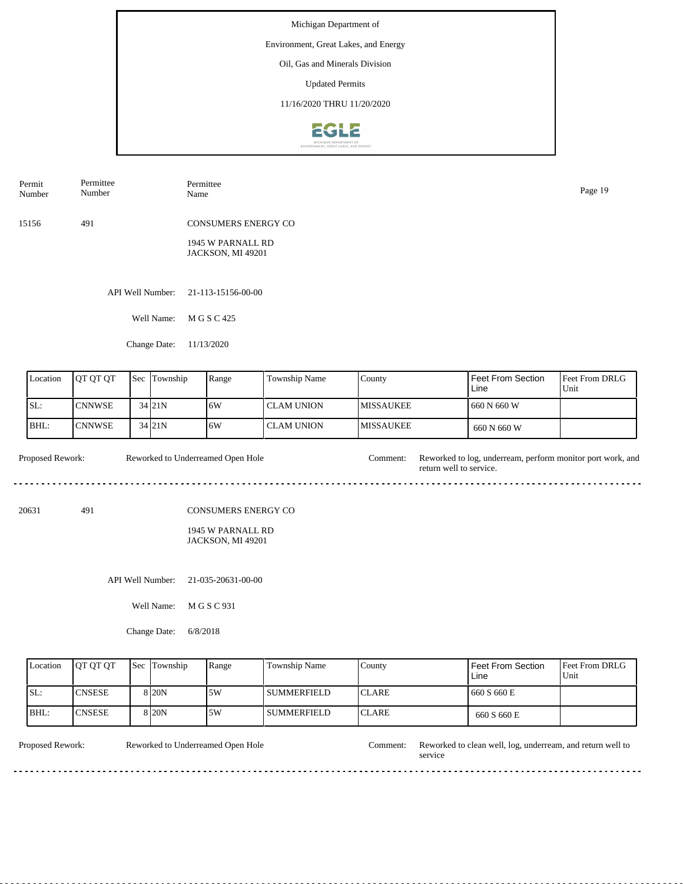Michigan Department of

Environment, Great Lakes, and Energy

Oil, Gas and Minerals Division

Updated Permits

11/16/2020 THRU 11/20/2020

| Permit Number | Permittee Number | Permittee Name |
|---|---|---|
| 15156 | 491 | CONSUMERS ENERGY CO<br>1945 W PARNALL RD<br>JACKSON, MI 49201 |

API Well Number: 21-113-15156-00-00

Well Name: M G S C 425

Change Date: 11/13/2020

| Location | QT QT QT | Sec | Township | Range | Township Name | County | Feet From Section Line | Feet From DRLG Unit |
|---|---|---|---|---|---|---|---|---|
| SL: | CNNWSE | 34 | 21N | 6W | CLAM UNION | MISSAUKEE | 660 N 660 W | |
| BHL: | CNNWSE | 34 | 21N | 6W | CLAM UNION | MISSAUKEE | 660 N 660 W | |

Proposed Rework: Reworked to Underreamed Open Hole

Comment: Reworked to log, underream, perform monitor port work, and return well to service.

---

| Permit Number | Permittee Number | Permittee Name |
|---|---|---|
| 20631 | 491 | CONSUMERS ENERGY CO<br>1945 W PARNALL RD<br>JACKSON, MI 49201 |

API Well Number: 21-035-20631-00-00

Well Name: M G S C 931

Change Date: 6/8/2018

| Location | QT QT QT | Sec | Township | Range | Township Name | County | Feet From Section Line | Feet From DRLG Unit |
|---|---|---|---|---|---|---|---|---|
| SL: | CNSESE | 8 | 20N | 5W | SUMMERFIELD | CLARE | 660 S 660 E | |
| BHL: | CNSESE | 8 | 20N | 5W | SUMMERFIELD | CLARE | 660 S 660 E | |

Proposed Rework: Reworked to Underreamed Open Hole

Comment: Reworked to clean well, log, underream, and return well to service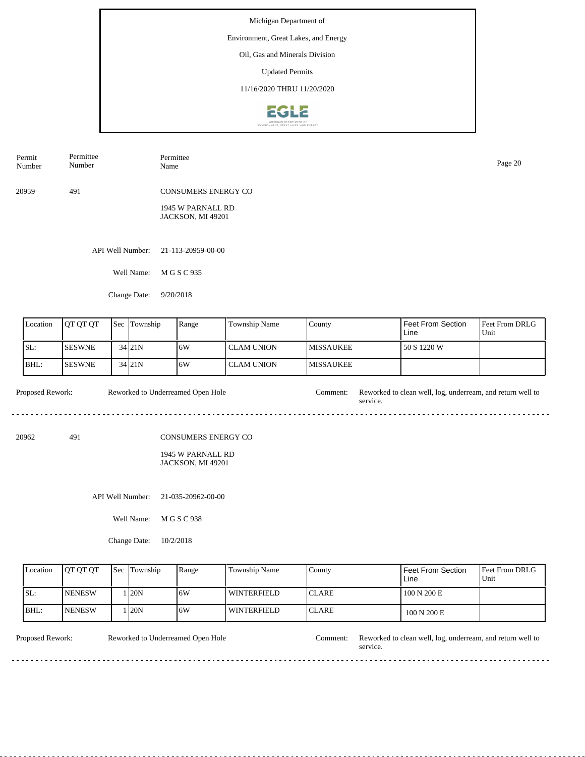Michigan Department of

Environment, Great Lakes, and Energy

Oil, Gas and Minerals Division

Updated Permits

11/16/2020 THRU 11/20/2020

| Permit Number | Permittee Number | Permittee Name |
|---|---|---|
| 20959 | 491 | CONSUMERS ENERGY CO<br>1945 W PARNALL RD<br>JACKSON, MI 49201 |

API Well Number: 21-113-20959-00-00

Well Name: M G S C 935

Change Date: 9/20/2018

| Location | QT QT QT | Sec | Township | Range | Township Name | County | Feet From Section Line | Feet From DRLG Unit |
|---|---|---|---|---|---|---|---|---|
| SL: | SESWNE | 34 | 21N | 6W | CLAM UNION | MISSAUKEE | 50 S 1220 W | |
| BHL: | SESWNE | 34 | 21N | 6W | CLAM UNION | MISSAUKEE | | |

Proposed Rework: Reworked to Underreamed Open Hole

Comment: Reworked to clean well, log, underream, and return well to service.

---

| Permit Number | Permittee Number | Permittee Name |
|---|---|---|
| 20962 | 491 | CONSUMERS ENERGY CO<br>1945 W PARNALL RD<br>JACKSON, MI 49201 |

API Well Number: 21-035-20962-00-00

Well Name: M G S C 938

Change Date: 10/2/2018

| Location | QT QT QT | Sec | Township | Range | Township Name | County | Feet From Section Line | Feet From DRLG Unit |
|---|---|---|---|---|---|---|---|---|
| SL: | NENESW | 1 | 20N | 6W | WINTERFIELD | CLARE | 100 N 200 E | |
| BHL: | NENESW | 1 | 20N | 6W | WINTERFIELD | CLARE | 100 N 200 E | |

Proposed Rework: Reworked to Underreamed Open Hole

Comment: Reworked to clean well, log, underream, and return well to service.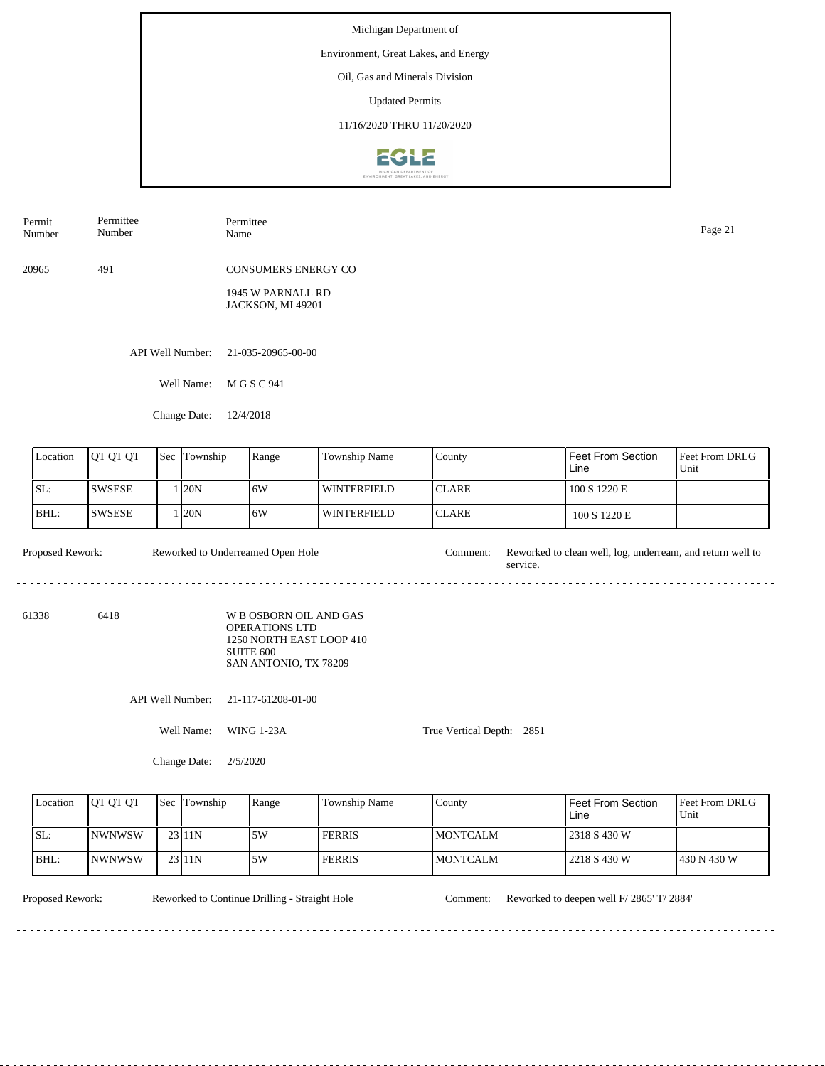Michigan Department of

Environment, Great Lakes, and Energy

Oil, Gas and Minerals Division

Updated Permits

11/16/2020 THRU 11/20/2020

| Permit Number | Permittee Number | Permittee Name |
|---|---|---|
| 20965 | 491 | CONSUMERS ENERGY CO<br>1945 W PARNALL RD<br>JACKSON, MI 49201 |

API Well Number: 21-035-20965-00-00

Well Name: M G S C 941

Change Date: 12/4/2018

| Location | QT QT QT | Sec | Township | Range | Township Name | County | Feet From Section Line | Feet From DRLG Unit |
|---|---|---|---|---|---|---|---|---|
| SL: | SWSESE | 1 | 20N | 6W | WINTERFIELD | CLARE | 100 S 1220 E | |
| BHL: | SWSESE | 1 | 20N | 6W | WINTERFIELD | CLARE | 100 S 1220 E | |

Proposed Rework: Reworked to Underreamed Open Hole

Comment: Reworked to clean well, log, underream, and return well to service.

---

| Permit Number | Permittee Number | Permittee Name |
|---|---|---|
| 61338 | 6418 | W B OSBORN OIL AND GAS OPERATIONS LTD<br>1250 NORTH EAST LOOP 410<br>SUITE 600<br>SAN ANTONIO, TX 78209 |

API Well Number: 21-117-61208-01-00

Well Name: WING 1-23A

True Vertical Depth: 2851

Change Date: 2/5/2020

| Location | QT QT QT | Sec | Township | Range | Township Name | County | Feet From Section Line | Feet From DRLG Unit |
|---|---|---|---|---|---|---|---|---|
| SL: | NWNWSW | 23 | 11N | 5W | FERRIS | MONTCALM | 2318 S 430 W | |
| BHL: | NWNWSW | 23 | 11N | 5W | FERRIS | MONTCALM | 2218 S 430 W | 430 N 430 W |

Proposed Rework: Reworked to Continue Drilling - Straight Hole

Comment: Reworked to deepen well F/ 2865' T/ 2884'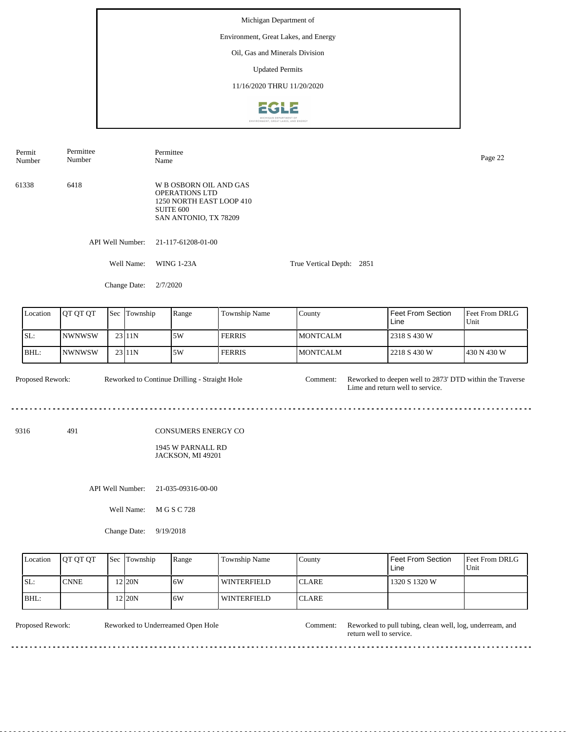Michigan Department of

Environment, Great Lakes, and Energy

Oil, Gas and Minerals Division

Updated Permits

11/16/2020 THRU 11/20/2020

| Permit Number | Permittee Number | Permittee Name |
|---|---|---|
| 61338 | 6418 | W B OSBORN OIL AND GAS OPERATIONS LTD<br>1250 NORTH EAST LOOP 410<br>SUITE 600<br>SAN ANTONIO, TX 78209 |

API Well Number: 21-117-61208-01-00

Well Name: WING 1-23A

True Vertical Depth: 2851

Change Date: 2/7/2020

| Location | QT QT QT | Sec | Township | Range | Township Name | County | Feet From Section Line | Feet From DRLG Unit |
|---|---|---|---|---|---|---|---|---|
| SL: | NWNWSW | 23 | 11N | 5W | FERRIS | MONTCALM | 2318 S 430 W | |
| BHL: | NWNWSW | 23 | 11N | 5W | FERRIS | MONTCALM | 2218 S 430 W | 430 N 430 W |

Proposed Rework: Reworked to Continue Drilling - Straight Hole

Comment: Reworked to deepen well to 2873' DTD within the Traverse Lime and return well to service.

---

| Permit Number | Permittee Number | Permittee Name |
|---|---|---|
| 9316 | 491 | CONSUMERS ENERGY CO<br>1945 W PARNALL RD<br>JACKSON, MI 49201 |

API Well Number: 21-035-09316-00-00

Well Name: M G S C 728

Change Date: 9/19/2018

| Location | QT QT QT | Sec | Township | Range | Township Name | County | Feet From Section Line | Feet From DRLG Unit |
|---|---|---|---|---|---|---|---|---|
| SL: | CNNE | 12 | 20N | 6W | WINTERFIELD | CLARE | 1320 S 1320 W | |
| BHL: | | 12 | 20N | 6W | WINTERFIELD | CLARE | | |

Proposed Rework: Reworked to Underreamed Open Hole

Comment: Reworked to pull tubing, clean well, log, underream, and return well to service.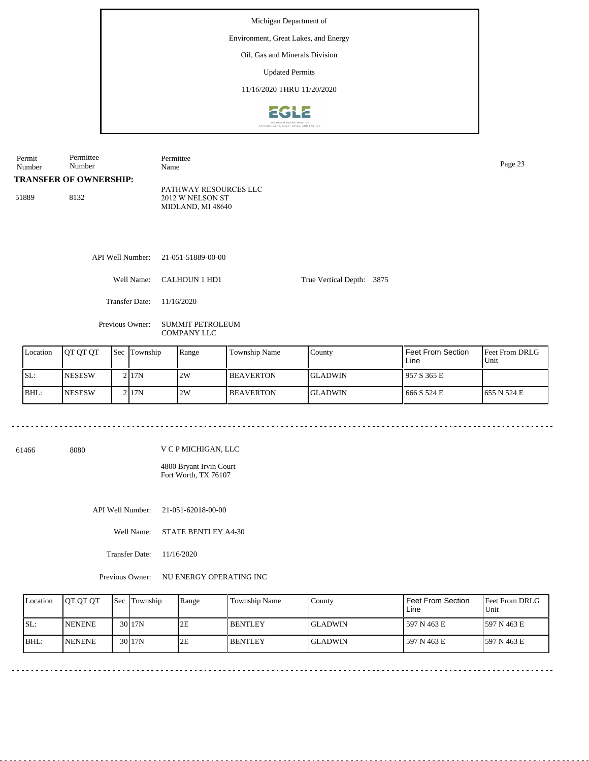Michigan Department of

Environment, Great Lakes, and Energy

Oil, Gas and Minerals Division

Updated Permits

11/16/2020 THRU 11/20/2020

| Permit Number | Permittee Number | Permittee Name |
|---|---|---|

**TRANSFER OF OWNERSHIP:**

51889 &nbsp;&nbsp; 8132 &nbsp;&nbsp; PATHWAY RESOURCES LLC
2012 W NELSON ST
MIDLAND, MI 48640

API Well Number: 21-051-51889-00-00

Well Name: CALHOUN 1 HD1

True Vertical Depth: 3875

Transfer Date: 11/16/2020

Previous Owner: SUMMIT PETROLEUM COMPANY LLC

| Location | QT QT QT | Sec | Township | Range | Township Name | County | Feet From Section Line | Feet From DRLG Unit |
|---|---|---|---|---|---|---|---|---|
| SL: | NESESW | 2 | 17N | 2W | BEAVERTON | GLADWIN | 957 S 365 E | |
| BHL: | NESESW | 2 | 17N | 2W | BEAVERTON | GLADWIN | 666 S 524 E | 655 N 524 E |

61466 &nbsp;&nbsp; 8080 &nbsp;&nbsp; V C P MICHIGAN, LLC
4800 Bryant Irvin Court
Fort Worth, TX 76107

API Well Number: 21-051-62018-00-00

Well Name: STATE BENTLEY A4-30

Transfer Date: 11/16/2020

Previous Owner: NU ENERGY OPERATING INC

| Location | QT QT QT | Sec | Township | Range | Township Name | County | Feet From Section Line | Feet From DRLG Unit |
|---|---|---|---|---|---|---|---|---|
| SL: | NENENE | 30 | 17N | 2E | BENTLEY | GLADWIN | 597 N 463 E | 597 N 463 E |
| BHL: | NENENE | 30 | 17N | 2E | BENTLEY | GLADWIN | 597 N 463 E | 597 N 463 E |